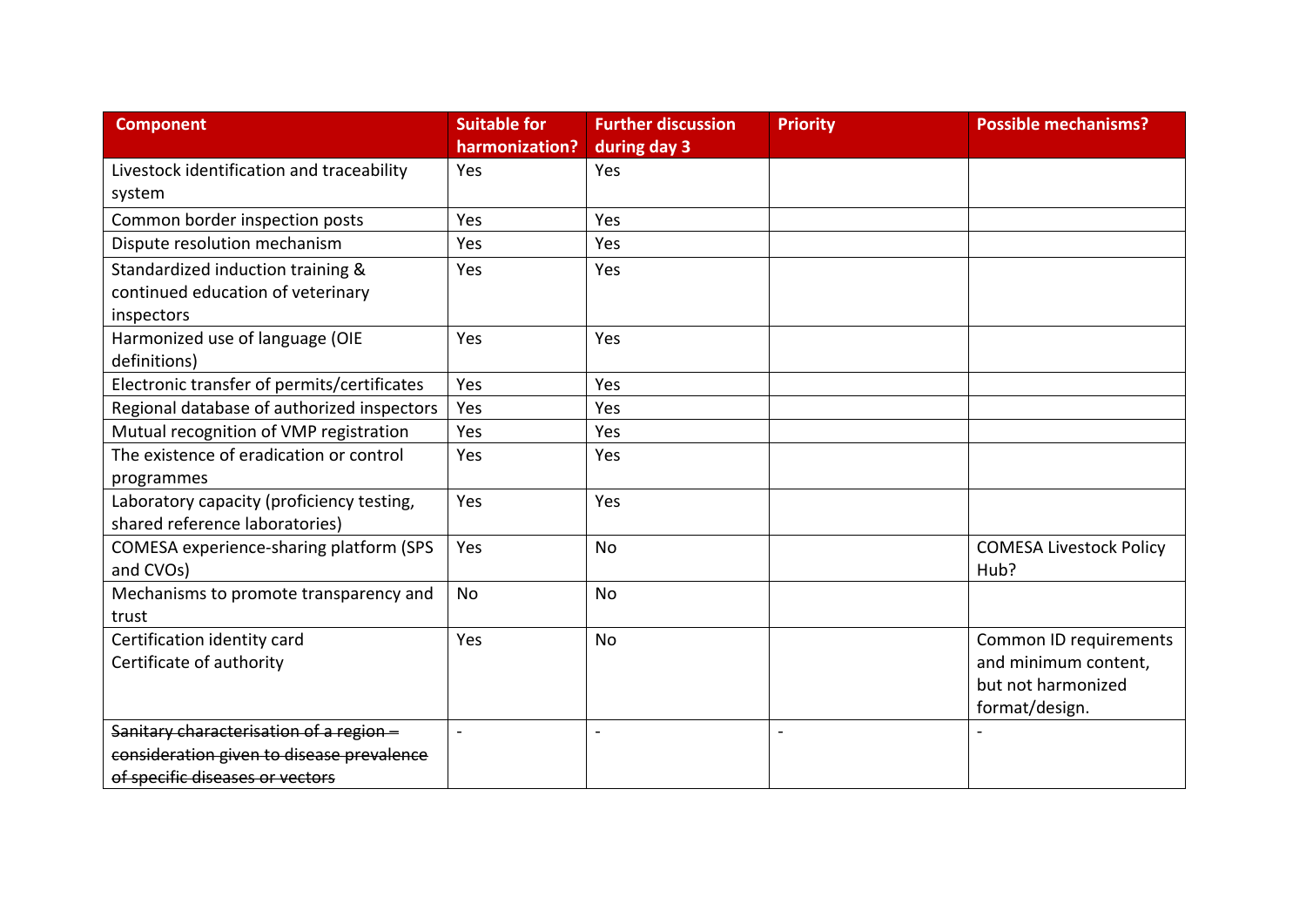| Component | Suitable for harmonization? | Further discussion during day 3 | Priority | Possible mechanisms? |
|---|---|---|---|---|
| Livestock identification and traceability system | Yes | Yes | | |
| Common border inspection posts | Yes | Yes | | |
| Dispute resolution mechanism | Yes | Yes | | |
| Standardized induction training & continued education of veterinary inspectors | Yes | Yes | | |
| Harmonized use of language (OIE definitions) | Yes | Yes | | |
| Electronic transfer of permits/certificates | Yes | Yes | | |
| Regional database of authorized inspectors | Yes | Yes | | |
| Mutual recognition of VMP registration | Yes | Yes | | |
| The existence of eradication or control programmes | Yes | Yes | | |
| Laboratory capacity (proficiency testing, shared reference laboratories) | Yes | Yes | | |
| COMESA experience-sharing platform (SPS and CVOs) | Yes | No | | COMESA Livestock Policy Hub? |
| Mechanisms to promote transparency and trust | No | No | | |
| Certification identity card<br>Certificate of authority | Yes | No | | Common ID requirements and minimum content, but not harmonized format/design. |
| ~~Sanitary characterisation of a region – consideration given to disease prevalence of specific diseases or vectors~~ | - | - | - | - |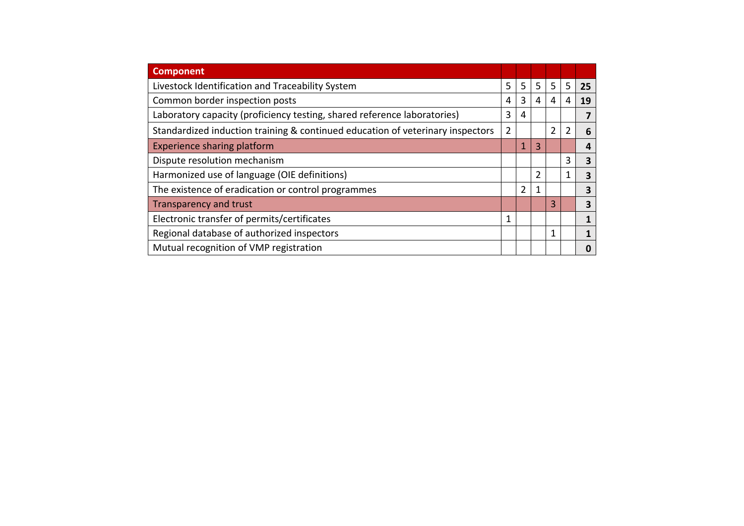| Component | | | | | | |
|---|---|---|---|---|---|---|
| Livestock Identification and Traceability System | 5 | 5 | 5 | 5 | 5 | **25** |
| Common border inspection posts | 4 | 3 | 4 | 4 | 4 | **19** |
| Laboratory capacity (proficiency testing, shared reference laboratories) | 3 | 4 | | | | **7** |
| Standardized induction training & continued education of veterinary inspectors | 2 | | | 2 | 2 | **6** |
| Experience sharing platform | | 1 | 3 | | | **4** |
| Dispute resolution mechanism | | | | | 3 | **3** |
| Harmonized use of language (OIE definitions) | | | 2 | | 1 | **3** |
| The existence of eradication or control programmes | | 2 | 1 | | | **3** |
| Transparency and trust | | | | 3 | | **3** |
| Electronic transfer of permits/certificates | 1 | | | | | **1** |
| Regional database of authorized inspectors | | | | 1 | | **1** |
| Mutual recognition of VMP registration | | | | | | **0** |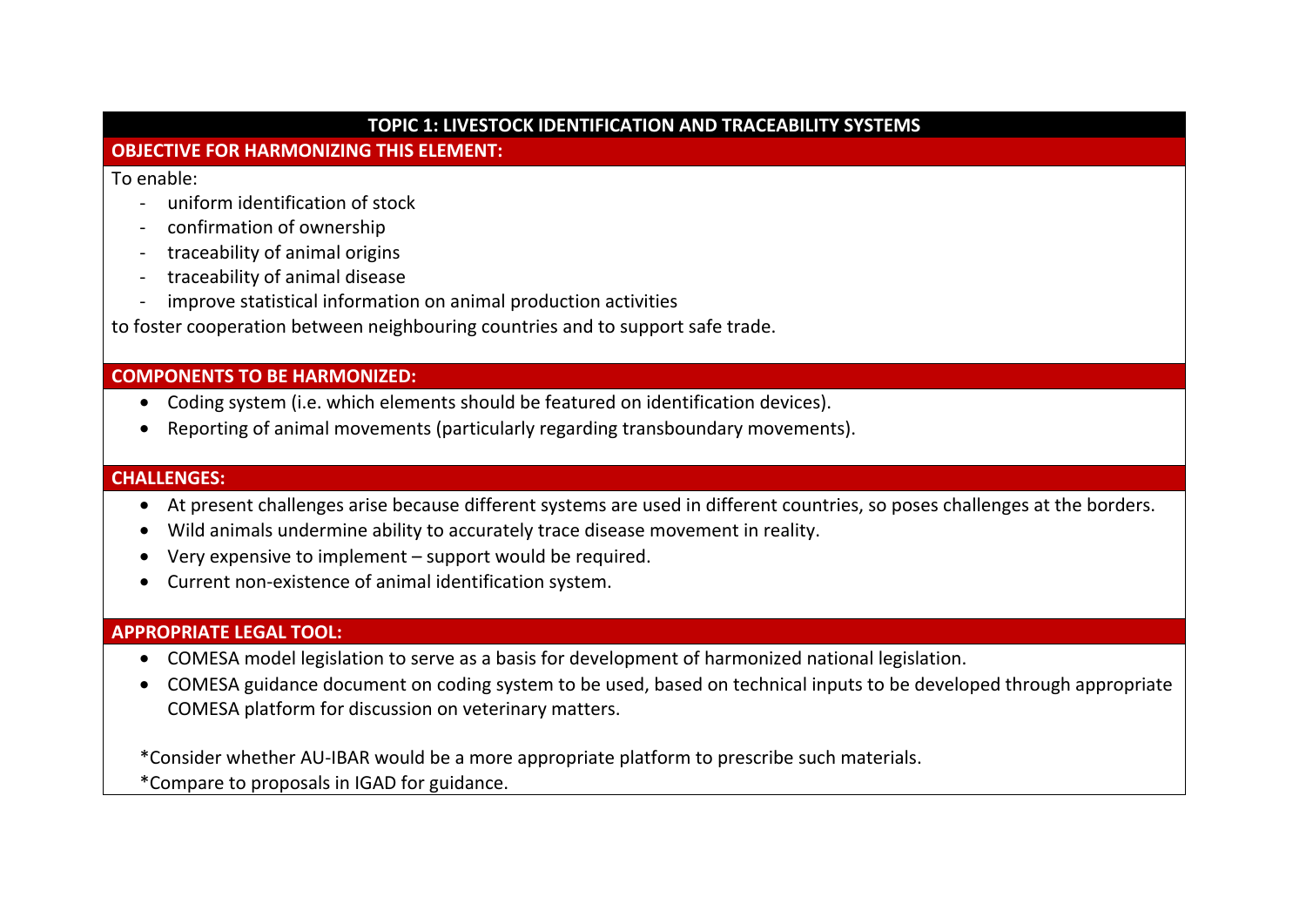## TOPIC 1: LIVESTOCK IDENTIFICATION AND TRACEABILITY SYSTEMS

### OBJECTIVE FOR HARMONIZING THIS ELEMENT:

To enable:

- uniform identification of stock
- confirmation of ownership
- traceability of animal origins
- traceability of animal disease
- improve statistical information on animal production activities

to foster cooperation between neighbouring countries and to support safe trade.

### COMPONENTS TO BE HARMONIZED:

- Coding system (i.e. which elements should be featured on identification devices).
- Reporting of animal movements (particularly regarding transboundary movements).

### CHALLENGES:

- At present challenges arise because different systems are used in different countries, so poses challenges at the borders.
- Wild animals undermine ability to accurately trace disease movement in reality.
- Very expensive to implement – support would be required.
- Current non-existence of animal identification system.

### APPROPRIATE LEGAL TOOL:

- COMESA model legislation to serve as a basis for development of harmonized national legislation.
- COMESA guidance document on coding system to be used, based on technical inputs to be developed through appropriate COMESA platform for discussion on veterinary matters.

*Consider whether AU-IBAR would be a more appropriate platform to prescribe such materials.

*Compare to proposals in IGAD for guidance.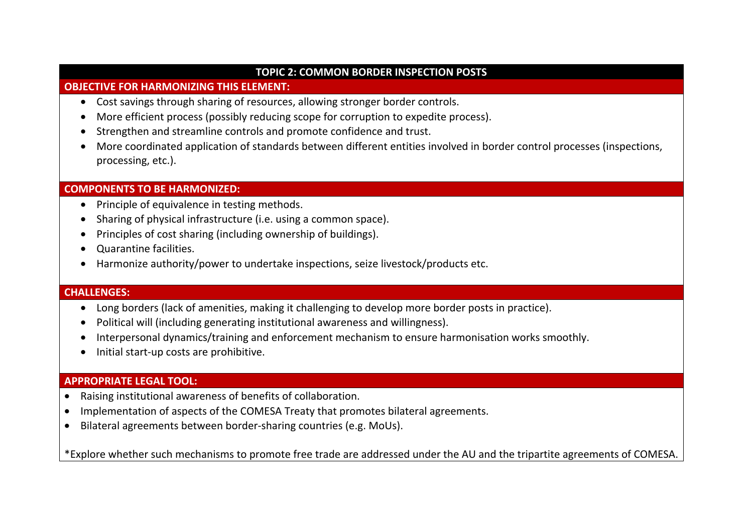## TOPIC 2: COMMON BORDER INSPECTION POSTS

### OBJECTIVE FOR HARMONIZING THIS ELEMENT:

- Cost savings through sharing of resources, allowing stronger border controls.
- More efficient process (possibly reducing scope for corruption to expedite process).
- Strengthen and streamline controls and promote confidence and trust.
- More coordinated application of standards between different entities involved in border control processes (inspections, processing, etc.).

### COMPONENTS TO BE HARMONIZED:

- Principle of equivalence in testing methods.
- Sharing of physical infrastructure (i.e. using a common space).
- Principles of cost sharing (including ownership of buildings).
- Quarantine facilities.
- Harmonize authority/power to undertake inspections, seize livestock/products etc.

### CHALLENGES:

- Long borders (lack of amenities, making it challenging to develop more border posts in practice).
- Political will (including generating institutional awareness and willingness).
- Interpersonal dynamics/training and enforcement mechanism to ensure harmonisation works smoothly.
- Initial start-up costs are prohibitive.

### APPROPRIATE LEGAL TOOL:

- Raising institutional awareness of benefits of collaboration.
- Implementation of aspects of the COMESA Treaty that promotes bilateral agreements.
- Bilateral agreements between border-sharing countries (e.g. MoUs).

*Explore whether such mechanisms to promote free trade are addressed under the AU and the tripartite agreements of COMESA.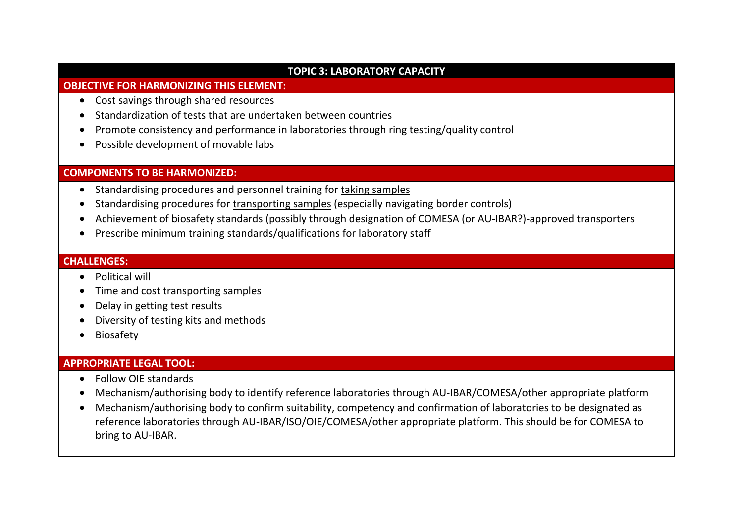## TOPIC 3: LABORATORY CAPACITY

**OBJECTIVE FOR HARMONIZING THIS ELEMENT:**

- Cost savings through shared resources
- Standardization of tests that are undertaken between countries
- Promote consistency and performance in laboratories through ring testing/quality control
- Possible development of movable labs

**COMPONENTS TO BE HARMONIZED:**

- Standardising procedures and personnel training for taking samples
- Standardising procedures for transporting samples (especially navigating border controls)
- Achievement of biosafety standards (possibly through designation of COMESA (or AU-IBAR?)-approved transporters
- Prescribe minimum training standards/qualifications for laboratory staff

**CHALLENGES:**

- Political will
- Time and cost transporting samples
- Delay in getting test results
- Diversity of testing kits and methods
- Biosafety

**APPROPRIATE LEGAL TOOL:**

- Follow OIE standards
- Mechanism/authorising body to identify reference laboratories through AU-IBAR/COMESA/other appropriate platform
- Mechanism/authorising body to confirm suitability, competency and confirmation of laboratories to be designated as reference laboratories through AU-IBAR/ISO/OIE/COMESA/other appropriate platform. This should be for COMESA to bring to AU-IBAR.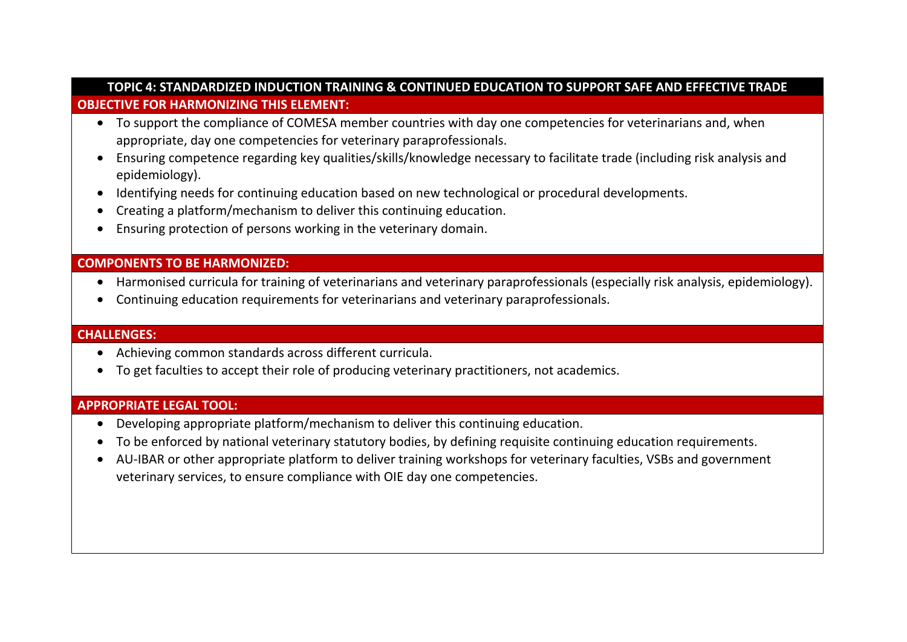## TOPIC 4: STANDARDIZED INDUCTION TRAINING & CONTINUED EDUCATION TO SUPPORT SAFE AND EFFECTIVE TRADE

### OBJECTIVE FOR HARMONIZING THIS ELEMENT:

- To support the compliance of COMESA member countries with day one competencies for veterinarians and, when appropriate, day one competencies for veterinary paraprofessionals.
- Ensuring competence regarding key qualities/skills/knowledge necessary to facilitate trade (including risk analysis and epidemiology).
- Identifying needs for continuing education based on new technological or procedural developments.
- Creating a platform/mechanism to deliver this continuing education.
- Ensuring protection of persons working in the veterinary domain.

### COMPONENTS TO BE HARMONIZED:

- Harmonised curricula for training of veterinarians and veterinary paraprofessionals (especially risk analysis, epidemiology).
- Continuing education requirements for veterinarians and veterinary paraprofessionals.

### CHALLENGES:

- Achieving common standards across different curricula.
- To get faculties to accept their role of producing veterinary practitioners, not academics.

### APPROPRIATE LEGAL TOOL:

- Developing appropriate platform/mechanism to deliver this continuing education.
- To be enforced by national veterinary statutory bodies, by defining requisite continuing education requirements.
- AU-IBAR or other appropriate platform to deliver training workshops for veterinary faculties, VSBs and government veterinary services, to ensure compliance with OIE day one competencies.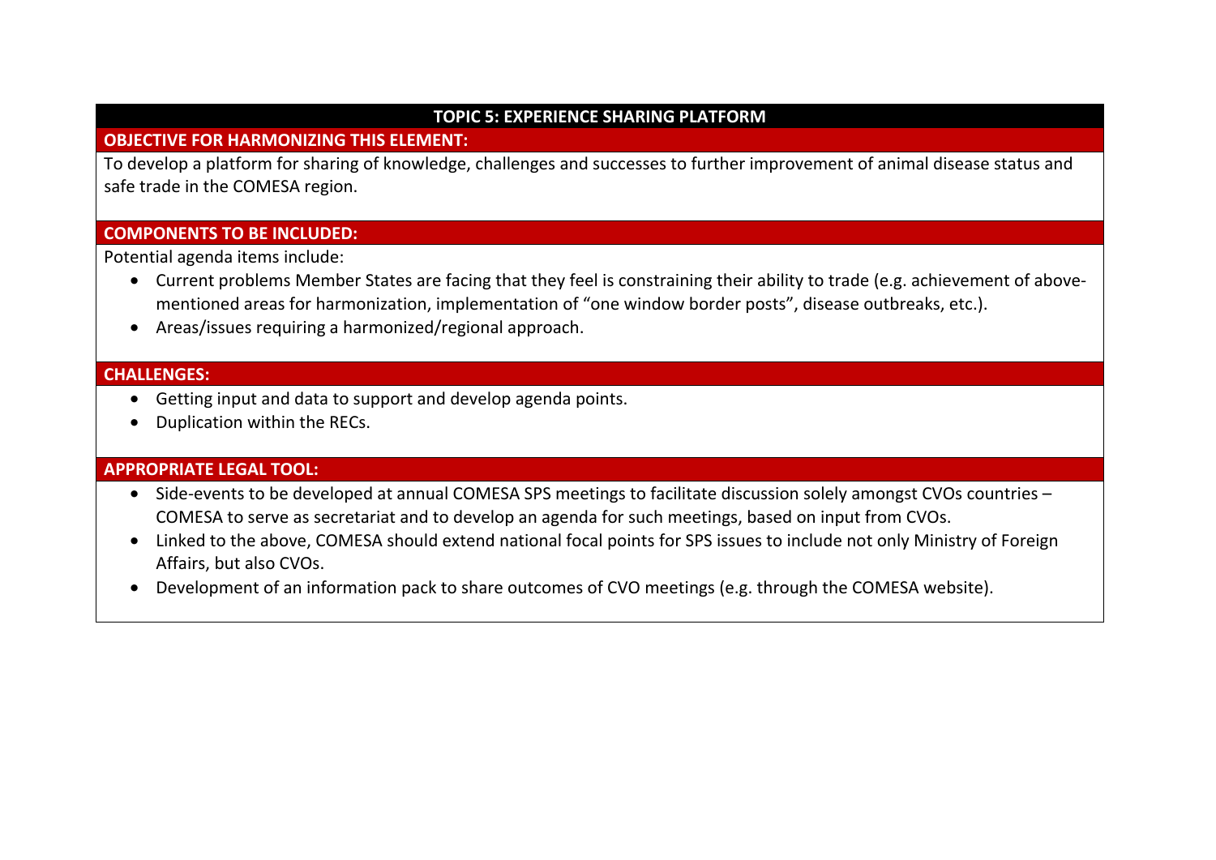## TOPIC 5: EXPERIENCE SHARING PLATFORM

### OBJECTIVE FOR HARMONIZING THIS ELEMENT:

To develop a platform for sharing of knowledge, challenges and successes to further improvement of animal disease status and safe trade in the COMESA region.

### COMPONENTS TO BE INCLUDED:

Potential agenda items include:

- Current problems Member States are facing that they feel is constraining their ability to trade (e.g. achievement of above-mentioned areas for harmonization, implementation of "one window border posts", disease outbreaks, etc.).
- Areas/issues requiring a harmonized/regional approach.

### CHALLENGES:

- Getting input and data to support and develop agenda points.
- Duplication within the RECs.

### APPROPRIATE LEGAL TOOL:

- Side-events to be developed at annual COMESA SPS meetings to facilitate discussion solely amongst CVOs countries – COMESA to serve as secretariat and to develop an agenda for such meetings, based on input from CVOs.
- Linked to the above, COMESA should extend national focal points for SPS issues to include not only Ministry of Foreign Affairs, but also CVOs.
- Development of an information pack to share outcomes of CVO meetings (e.g. through the COMESA website).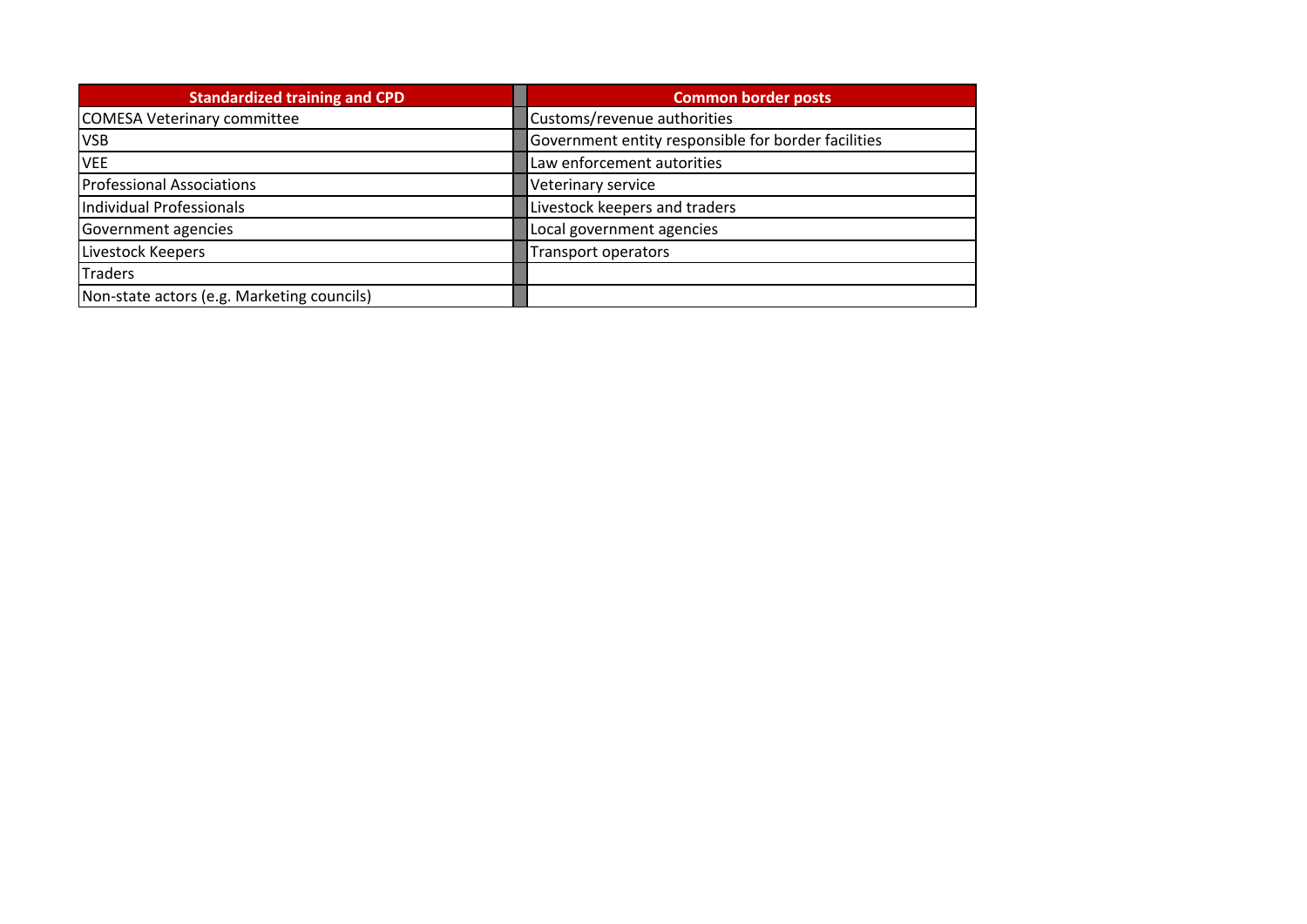| Standardized training and CPD | | Common border posts |
| --- | --- | --- |
| COMESA Veterinary committee | | Customs/revenue authorities |
| VSB | | Government entity responsible for border facilities |
| VEE | | Law enforcement autorities |
| Professional Associations | | Veterinary service |
| Individual Professionals | | Livestock keepers and traders |
| Government agencies | | Local government agencies |
| Livestock Keepers | | Transport operators |
| Traders | | |
| Non-state actors (e.g. Marketing councils) | | |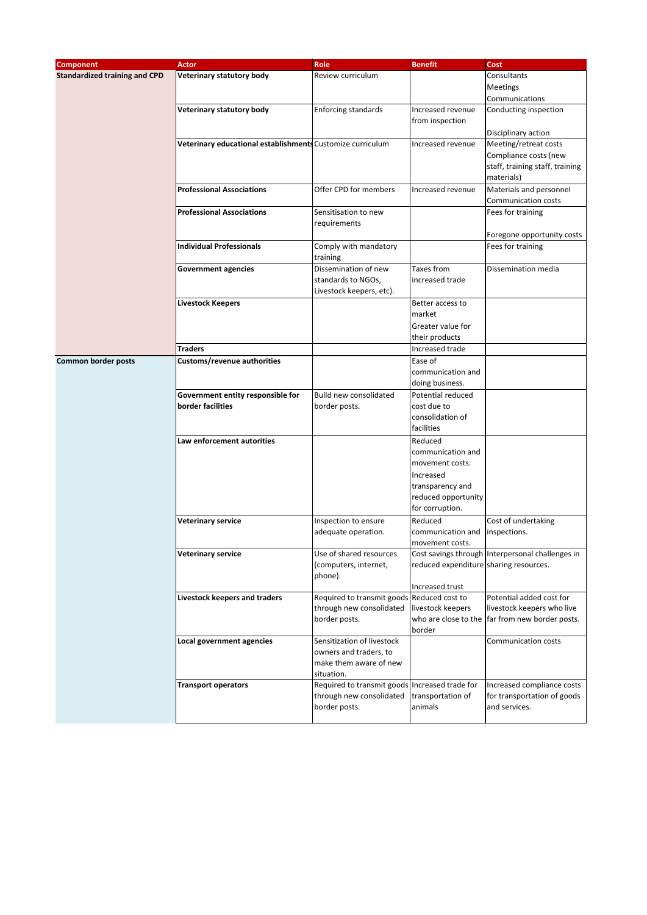| Component | Actor | Role | Benefit | Cost |
| --- | --- | --- | --- | --- |
| **Standardized training and CPD** | **Veterinary statutory body** | Review curriculum | | Consultants<br>Meetings<br>Communications |
| | **Veterinary statutory body** | Enforcing standards | Increased revenue from inspection | Conducting inspection<br><br>Disciplinary action |
| | **Veterinary educational establishments** | Customize curriculum | Increased revenue | Meeting/retreat costs<br>Compliance costs (new staff, training staff, training materials) |
| | **Professional Associations** | Offer CPD for members | Increased revenue | Materials and personnel<br>Communication costs |
| | **Professional Associations** | Sensitisation to new requirements | | Fees for training<br><br>Foregone opportunity costs |
| | **Individual Professionals** | Comply with mandatory training | | Fees for training |
| | **Government agencies** | Dissemination of new standards to NGOs, Livestock keepers, etc). | Taxes from increased trade | Dissemination media |
| | **Livestock Keepers** | | Better access to market<br>Greater value for their products | |
| | **Traders** | | Increased trade | |
| **Common border posts** | **Customs/revenue authorities** | | Ease of communication and doing business. | |
| | **Government entity responsible for border facilities** | Build new consolidated border posts. | Potential reduced cost due to consolidation of facilities | |
| | **Law enforcement autorities** | | Reduced communication and movement costs.<br>Increased transparency and reduced opportunity for corruption. | |
| | **Veterinary service** | Inspection to ensure adequate operation. | Reduced communication and movement costs. | Cost of undertaking inspections. |
| | **Veterinary service** | Use of shared resources (computers, internet, phone). | Cost savings through reduced expenditure<br><br>Increased trust | Interpersonal challenges in sharing resources. |
| | **Livestock keepers and traders** | Required to transmit goods through new consolidated border posts. | Reduced cost to livestock keepers who are close to the border | Potential added cost for livestock keepers who live far from new border posts. |
| | **Local government agencies** | Sensitization of livestock owners and traders, to make them aware of new situation. | | Communication costs |
| | **Transport operators** | Required to transmit goods through new consolidated border posts. | Increased trade for transportation of animals | Increased compliance costs for transportation of goods and services. |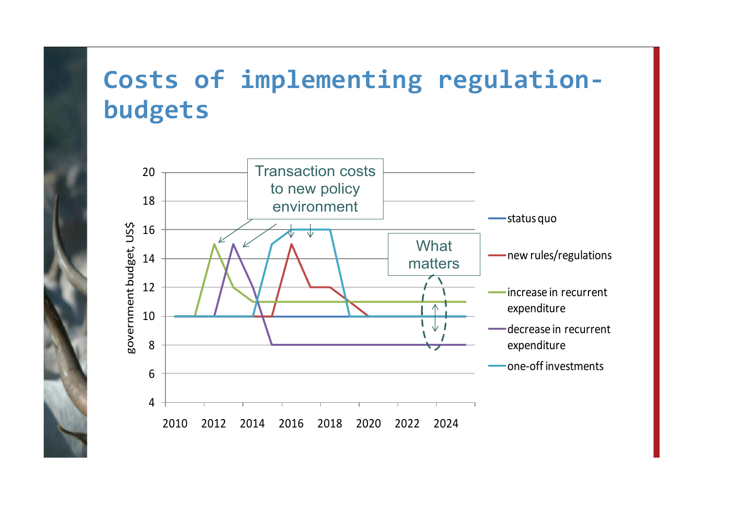# Costs of implementing regulation-budgets

Transaction costs to new policy environment

What matters

government budget, US$

20
18
16
14
12
10
8
6
4

2010 2012 2014 2016 2018 2020 2022 2024

- status quo
- new rules/regulations
- increase in recurrent expenditure
- decrease in recurrent expenditure
- one-off investments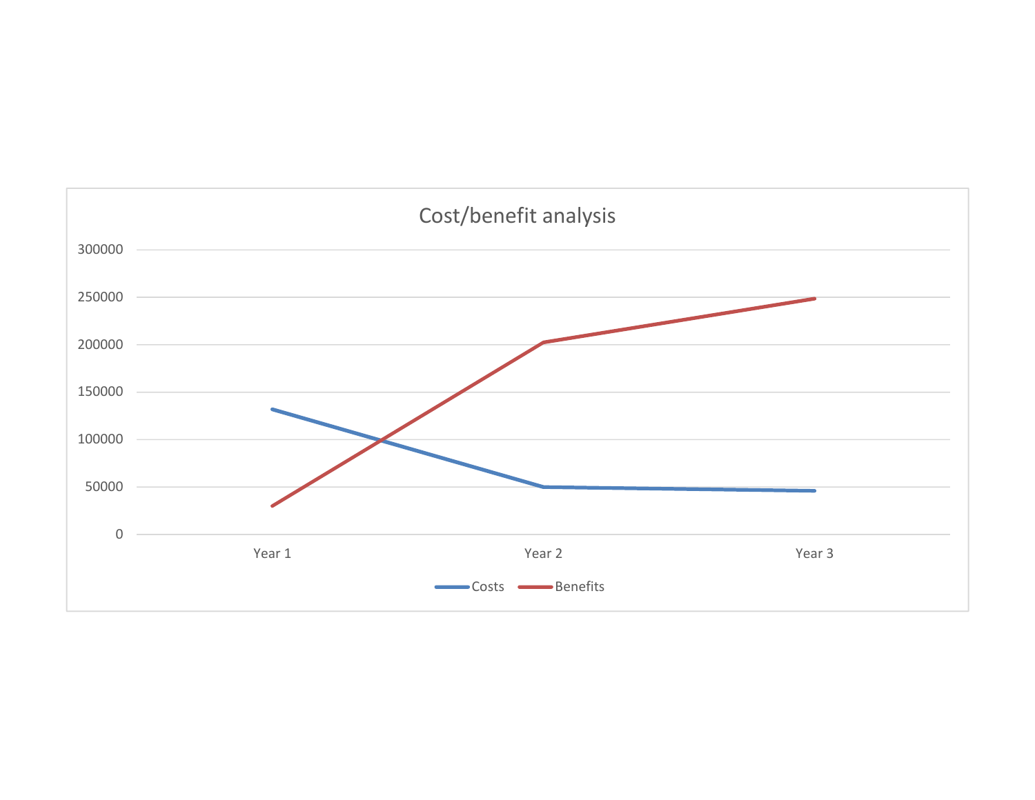Cost/benefit analysis

300000
250000
200000
150000
100000
50000
0

Year 1 Year 2 Year 3

Costs Benefits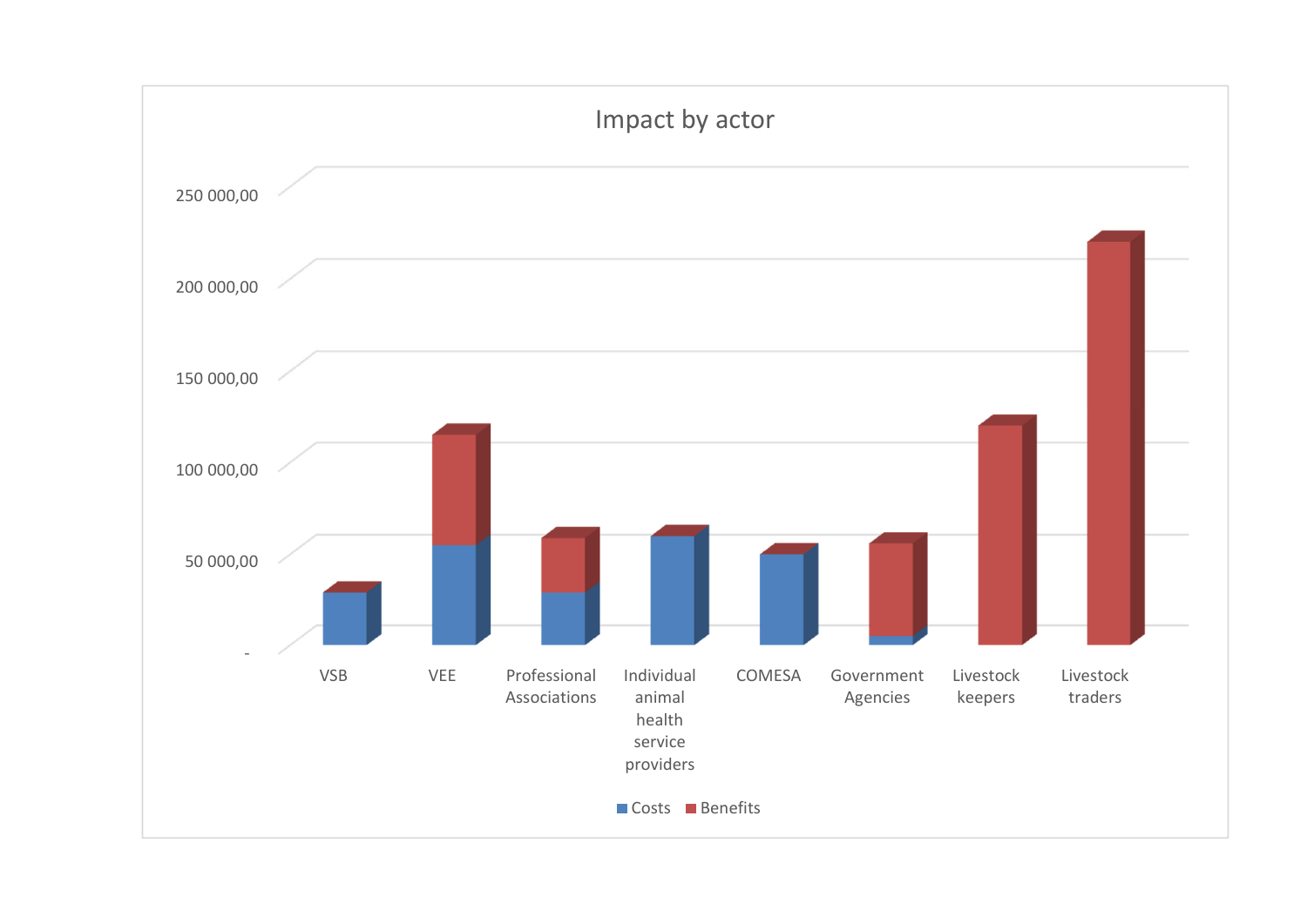Impact by actor

250 000,00

200 000,00

150 000,00

100 000,00

50 000,00

-

VSB

VEE

Professional Associations

Individual animal health service providers

COMESA

Government Agencies

Livestock keepers

Livestock traders

Costs

Benefits